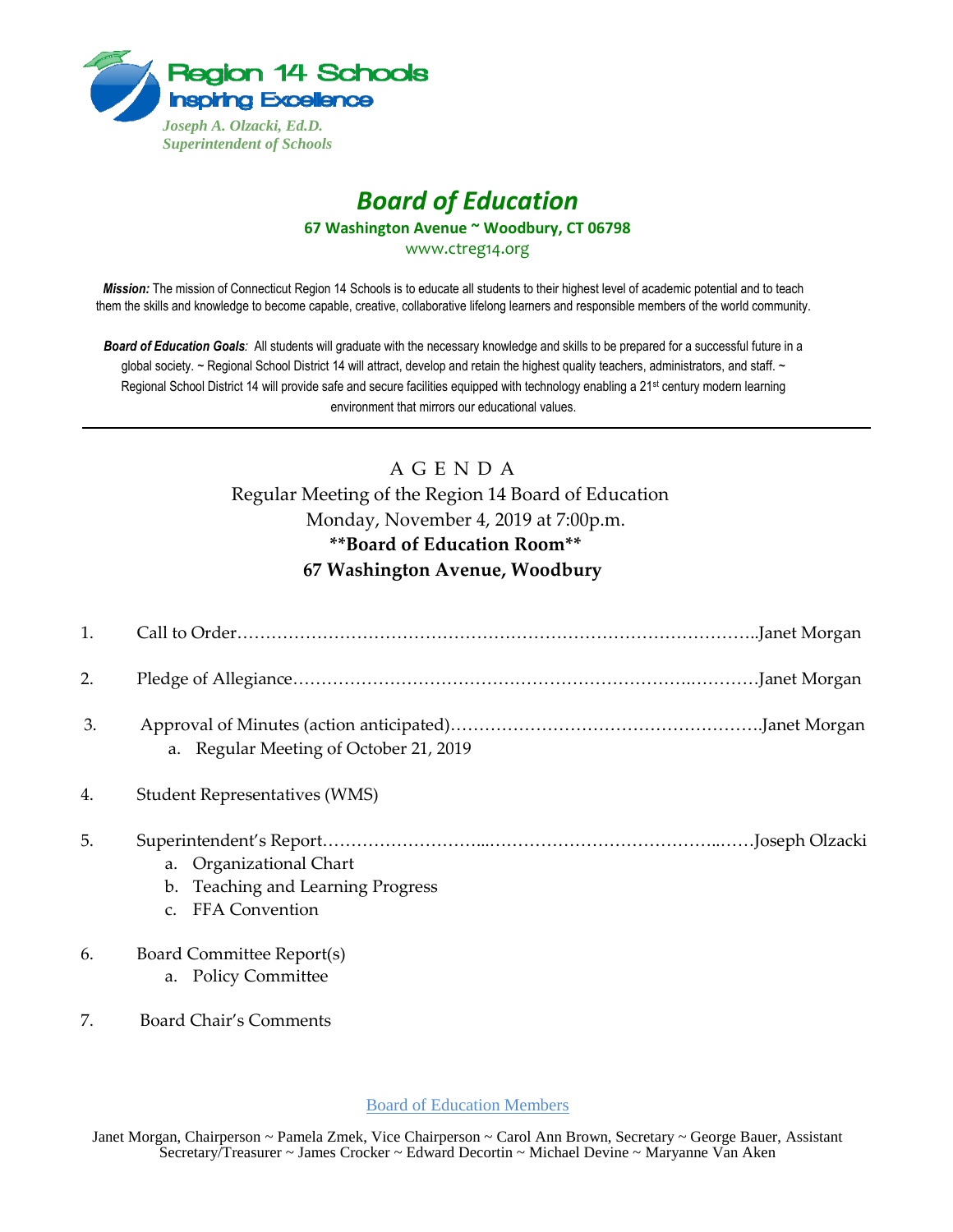Region 14 Schools
Inspiring Excellence

*Joseph A. Olzacki, Ed.D.*
*Superintendent of Schools*

# *Board of Education*

**67 Washington Avenue ~ Woodbury, CT 06798**

www.ctreg14.org

***Mission:*** The mission of Connecticut Region 14 Schools is to educate all students to their highest level of academic potential and to teach them the skills and knowledge to become capable, creative, collaborative lifelong learners and responsible members of the world community.

***Board of Education Goals****:* All students will graduate with the necessary knowledge and skills to be prepared for a successful future in a global society. ~ Regional School District 14 will attract, develop and retain the highest quality teachers, administrators, and staff. ~ Regional School District 14 will provide safe and secure facilities equipped with technology enabling a 21st century modern learning environment that mirrors our educational values.

---

## A G E N D A

Regular Meeting of the Region 14 Board of Education
Monday, November 4, 2019 at 7:00p.m.
**\*\*Board of Education Room\*\***
**67 Washington Avenue, Woodbury**

1. Call to Order……………………………………………………………………………..Janet Morgan
2. Pledge of Allegiance…………………………………………………………….…………Janet Morgan
3. Approval of Minutes (action anticipated)……………………………………………….Janet Morgan
   a. Regular Meeting of October 21, 2019
4. Student Representatives (WMS)
5. Superintendent's Report……………………...……………………………………..……Joseph Olzacki
   a. Organizational Chart
   b. Teaching and Learning Progress
   c. FFA Convention
6. Board Committee Report(s)
   a. Policy Committee
7. Board Chair's Comments

Board of Education Members

Janet Morgan, Chairperson ~ Pamela Zmek, Vice Chairperson ~ Carol Ann Brown, Secretary ~ George Bauer, Assistant Secretary/Treasurer ~ James Crocker ~ Edward Decortin ~ Michael Devine ~ Maryanne Van Aken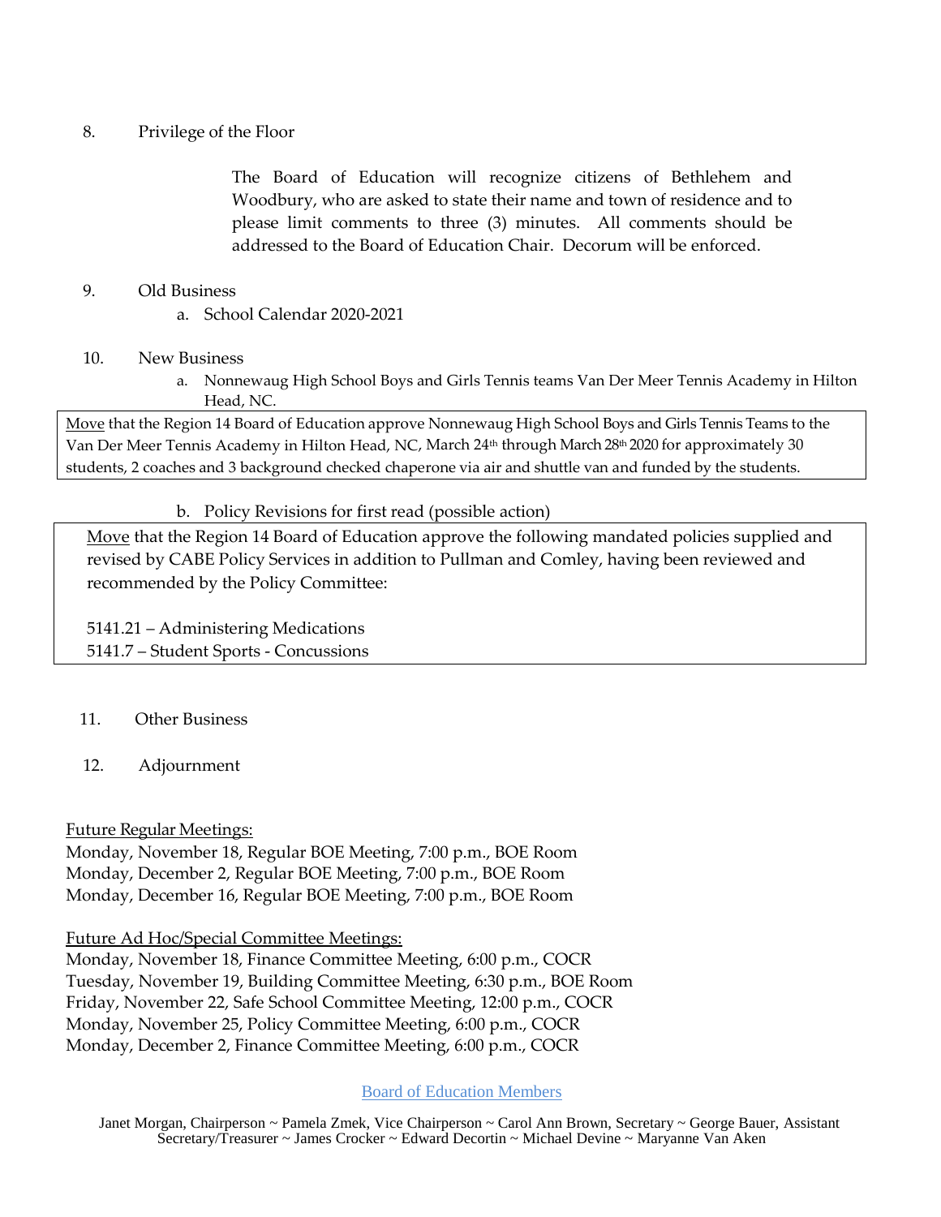8. Privilege of the Floor

The Board of Education will recognize citizens of Bethlehem and Woodbury, who are asked to state their name and town of residence and to please limit comments to three (3) minutes. All comments should be addressed to the Board of Education Chair. Decorum will be enforced.

9. Old Business
   a. School Calendar 2020-2021

10. New Business
    a. Nonnewaug High School Boys and Girls Tennis teams Van Der Meer Tennis Academy in Hilton Head, NC.

<u>Move</u> that the Region 14 Board of Education approve Nonnewaug High School Boys and Girls Tennis Teams to the Van Der Meer Tennis Academy in Hilton Head, NC, March 24th through March 28th 2020 for approximately 30 students, 2 coaches and 3 background checked chaperone via air and shuttle van and funded by the students.

   b. Policy Revisions for first read (possible action)

<u>Move</u> that the Region 14 Board of Education approve the following mandated policies supplied and revised by CABE Policy Services in addition to Pullman and Comley, having been reviewed and recommended by the Policy Committee:

5141.21 – Administering Medications
5141.7 – Student Sports - Concussions

11. Other Business

12. Adjournment

<u>Future Regular Meetings:</u>
Monday, November 18, Regular BOE Meeting, 7:00 p.m., BOE Room
Monday, December 2, Regular BOE Meeting, 7:00 p.m., BOE Room
Monday, December 16, Regular BOE Meeting, 7:00 p.m., BOE Room

<u>Future Ad Hoc/Special Committee Meetings:</u>
Monday, November 18, Finance Committee Meeting, 6:00 p.m., COCR
Tuesday, November 19, Building Committee Meeting, 6:30 p.m., BOE Room
Friday, November 22, Safe School Committee Meeting, 12:00 p.m., COCR
Monday, November 25, Policy Committee Meeting, 6:00 p.m., COCR
Monday, December 2, Finance Committee Meeting, 6:00 p.m., COCR

Board of Education Members

Janet Morgan, Chairperson ~ Pamela Zmek, Vice Chairperson ~ Carol Ann Brown, Secretary ~ George Bauer, Assistant Secretary/Treasurer ~ James Crocker ~ Edward Decortin ~ Michael Devine ~ Maryanne Van Aken